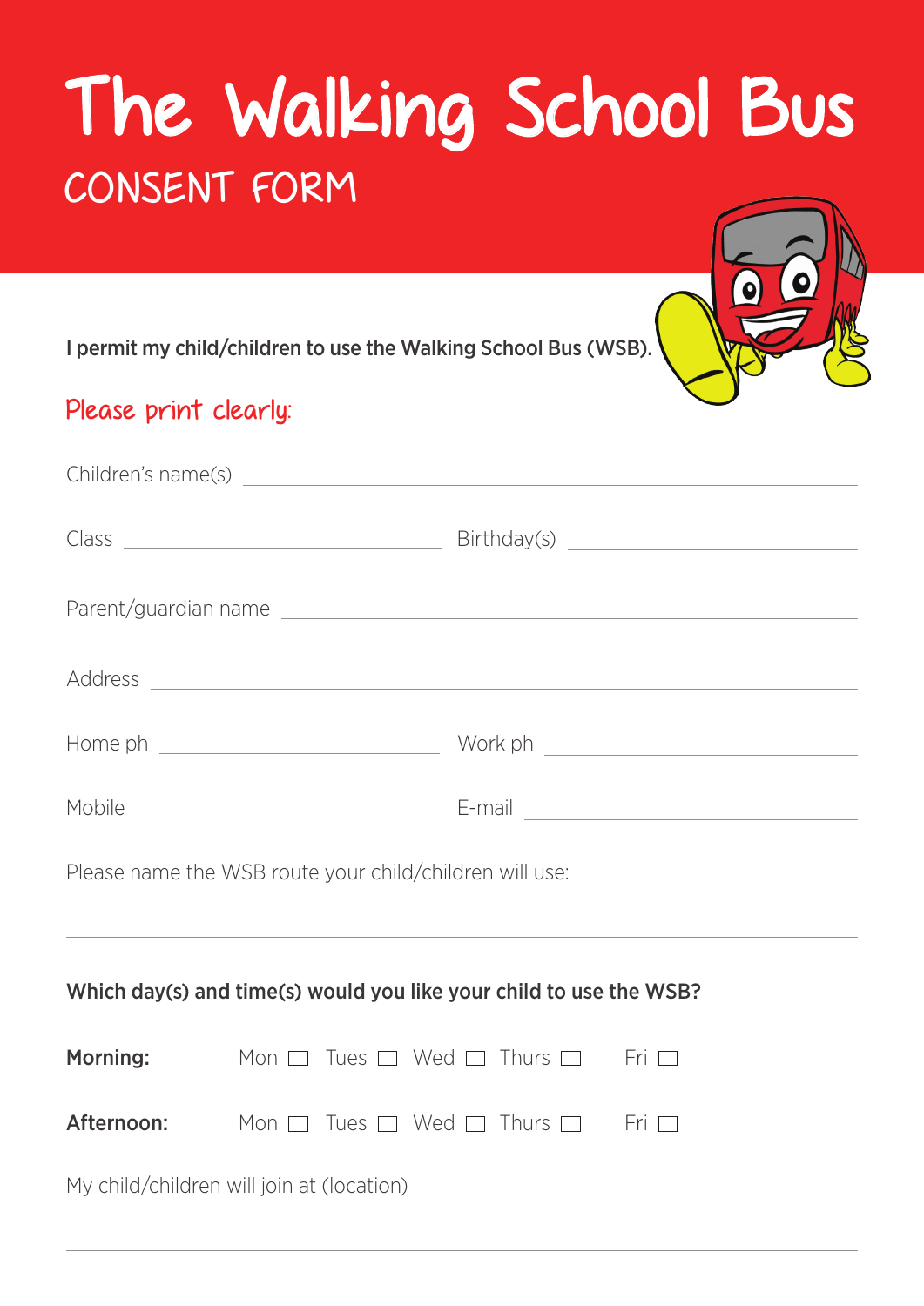# The Walking School Bus

## CONSENT FORM

**I permit my child/children to use the Walking School Bus (WSB).**

Please print clearly:

Children's name(s) ____________________

Class ____________________ Birthday(s) ____________________

Parent/guardian name ____________________

Address ____________________

Home ph ____________________ Work ph ____________________

Mobile ____________________ E-mail ____________________

Please name the WSB route your child/children will use:

____________________

**Which day(s) and time(s) would you like your child to use the WSB?**

**Morning:** Mon ☐ Tues ☐ Wed ☐ Thurs ☐ Fri ☐

**Afternoon:** Mon ☐ Tues ☐ Wed ☐ Thurs ☐ Fri ☐

My child/children will join at (location)

____________________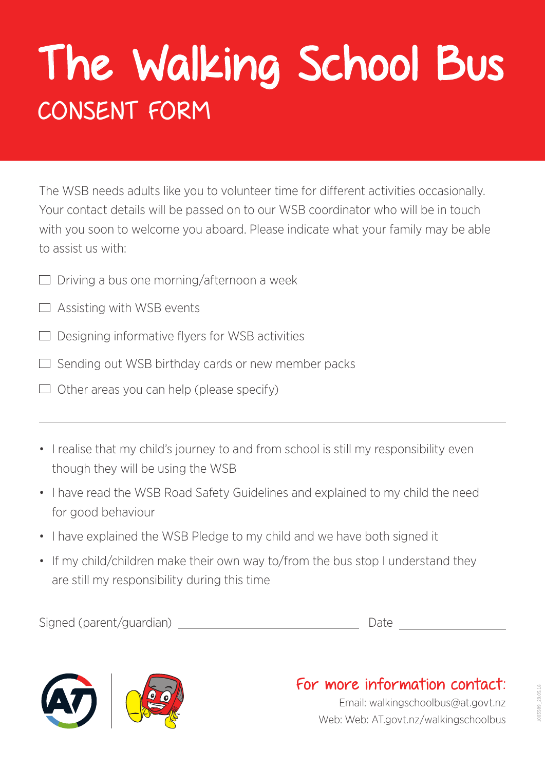# The Walking School Bus

## CONSENT FORM

The WSB needs adults like you to volunteer time for different activities occasionally. Your contact details will be passed on to our WSB coordinator who will be in touch with you soon to welcome you aboard. Please indicate what your family may be able to assist us with:

- ☐ Driving a bus one morning/afternoon a week
- ☐ Assisting with WSB events
- ☐ Designing informative flyers for WSB activities
- ☐ Sending out WSB birthday cards or new member packs
- ☐ Other areas you can help (please specify)

---

- I realise that my child's journey to and from school is still my responsibility even though they will be using the WSB
- I have read the WSB Road Safety Guidelines and explained to my child the need for good behaviour
- I have explained the WSB Pledge to my child and we have both signed it
- If my child/children make their own way to/from the bus stop I understand they are still my responsibility during this time

Signed (parent/guardian) ______________________________ Date ________________

**For more information contact:**

Email: walkingschoolbus@at.govt.nz

Web: Web: AT.govt.nz/walkingschoolbus

J003589_29.05.18